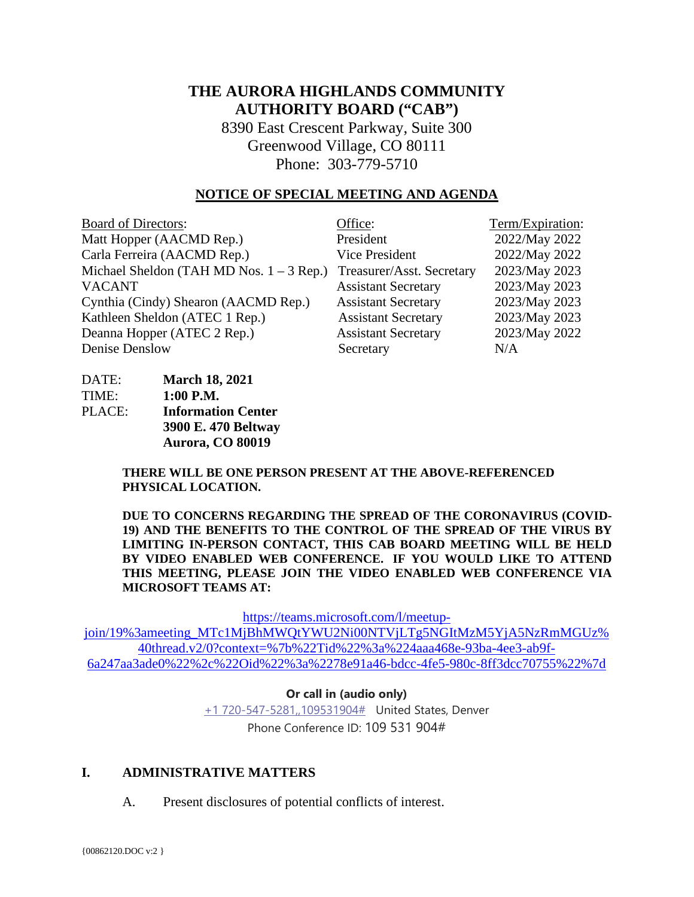# THE AURORA HIGHLANDS COMMUNITY AUTHORITY BOARD ("CAB")

8390 East Crescent Parkway, Suite 300
Greenwood Village, CO 80111
Phone: 303-779-5710

## NOTICE OF SPECIAL MEETING AND AGENDA

| Board of Directors: | Office: | Term/Expiration: |
|---|---|---|
| Matt Hopper (AACMD Rep.) | President | 2022/May 2022 |
| Carla Ferreira (AACMD Rep.) | Vice President | 2022/May 2022 |
| Michael Sheldon (TAH MD Nos. 1 – 3 Rep.) | Treasurer/Asst. Secretary | 2023/May 2023 |
| VACANT | Assistant Secretary | 2023/May 2023 |
| Cynthia (Cindy) Shearon (AACMD Rep.) | Assistant Secretary | 2023/May 2023 |
| Kathleen Sheldon (ATEC 1 Rep.) | Assistant Secretary | 2023/May 2023 |
| Deanna Hopper (ATEC 2 Rep.) | Assistant Secretary | 2023/May 2022 |
| Denise Denslow | Secretary | N/A |

DATE: **March 18, 2021**
TIME: **1:00 P.M.**
PLACE: **Information Center**
**3900 E. 470 Beltway**
**Aurora, CO 80019**

**THERE WILL BE ONE PERSON PRESENT AT THE ABOVE-REFERENCED PHYSICAL LOCATION.**

**DUE TO CONCERNS REGARDING THE SPREAD OF THE CORONAVIRUS (COVID-19) AND THE BENEFITS TO THE CONTROL OF THE SPREAD OF THE VIRUS BY LIMITING IN-PERSON CONTACT, THIS CAB BOARD MEETING WILL BE HELD BY VIDEO ENABLED WEB CONFERENCE. IF YOU WOULD LIKE TO ATTEND THIS MEETING, PLEASE JOIN THE VIDEO ENABLED WEB CONFERENCE VIA MICROSOFT TEAMS AT:**

https://teams.microsoft.com/l/meetup-join/19%3ameeting_MTc1MjBhMWQtYWU2Ni00NTVjLTg5NGItMzM5YjA5NzRmMGUz%40thread.v2/0?context=%7b%22Tid%22%3a%224aaa468e-93ba-4ee3-ab9f-6a247aa3ade0%22%2c%22Oid%22%3a%2278e91a46-bdcc-4fe5-980c-8ff3dcc70755%22%7d

**Or call in (audio only)**

+1 720-547-5281,,109531904# United States, Denver

Phone Conference ID: 109 531 904#

## I. ADMINISTRATIVE MATTERS

A. Present disclosures of potential conflicts of interest.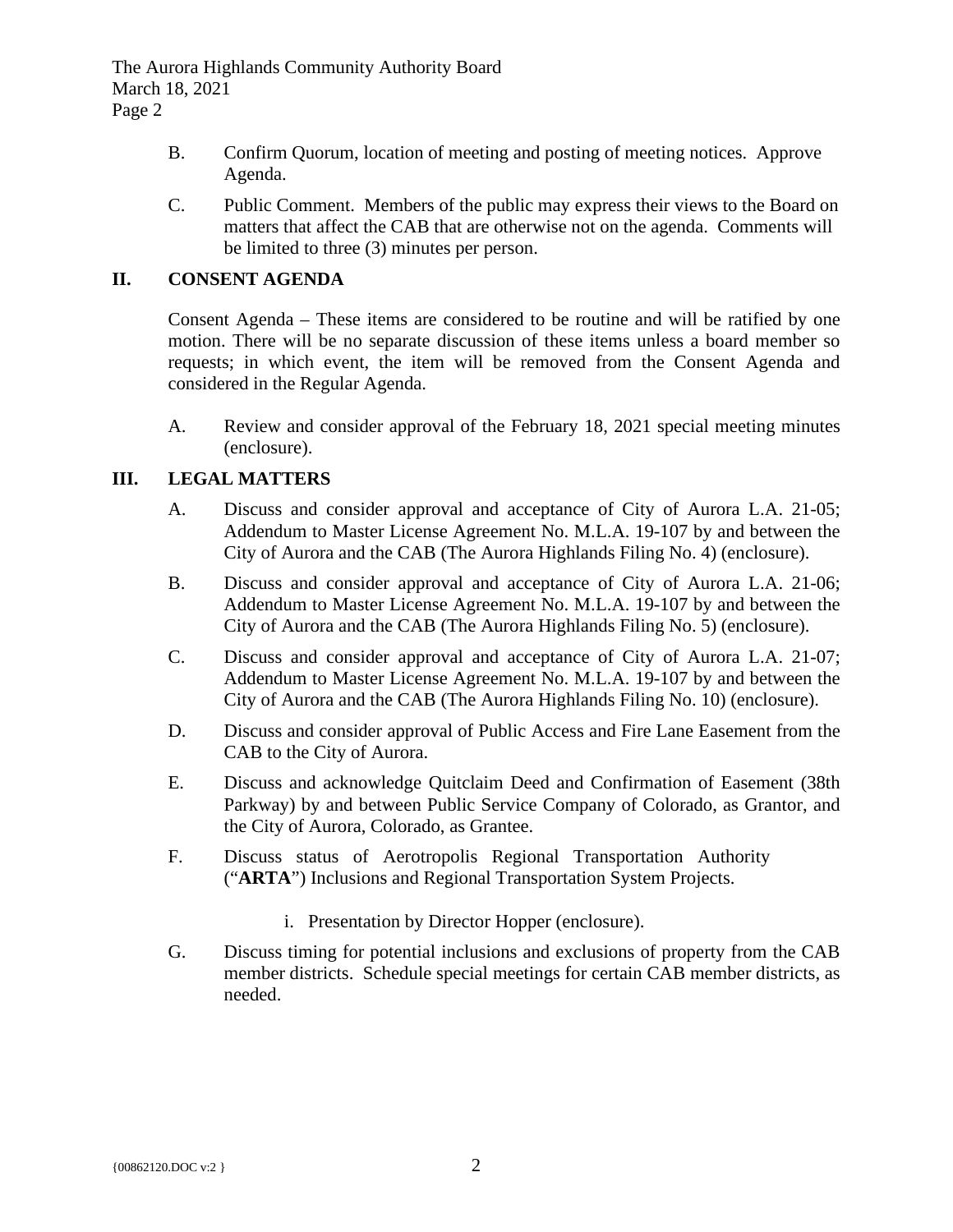B. Confirm Quorum, location of meeting and posting of meeting notices. Approve Agenda.

C. Public Comment. Members of the public may express their views to the Board on matters that affect the CAB that are otherwise not on the agenda. Comments will be limited to three (3) minutes per person.

## II. CONSENT AGENDA

Consent Agenda – These items are considered to be routine and will be ratified by one motion. There will be no separate discussion of these items unless a board member so requests; in which event, the item will be removed from the Consent Agenda and considered in the Regular Agenda.

A. Review and consider approval of the February 18, 2021 special meeting minutes (enclosure).

## III. LEGAL MATTERS

A. Discuss and consider approval and acceptance of City of Aurora L.A. 21-05; Addendum to Master License Agreement No. M.L.A. 19-107 by and between the City of Aurora and the CAB (The Aurora Highlands Filing No. 4) (enclosure).

B. Discuss and consider approval and acceptance of City of Aurora L.A. 21-06; Addendum to Master License Agreement No. M.L.A. 19-107 by and between the City of Aurora and the CAB (The Aurora Highlands Filing No. 5) (enclosure).

C. Discuss and consider approval and acceptance of City of Aurora L.A. 21-07; Addendum to Master License Agreement No. M.L.A. 19-107 by and between the City of Aurora and the CAB (The Aurora Highlands Filing No. 10) (enclosure).

D. Discuss and consider approval of Public Access and Fire Lane Easement from the CAB to the City of Aurora.

E. Discuss and acknowledge Quitclaim Deed and Confirmation of Easement (38th Parkway) by and between Public Service Company of Colorado, as Grantor, and the City of Aurora, Colorado, as Grantee.

F. Discuss status of Aerotropolis Regional Transportation Authority ("**ARTA**") Inclusions and Regional Transportation System Projects.

   i. Presentation by Director Hopper (enclosure).

G. Discuss timing for potential inclusions and exclusions of property from the CAB member districts. Schedule special meetings for certain CAB member districts, as needed.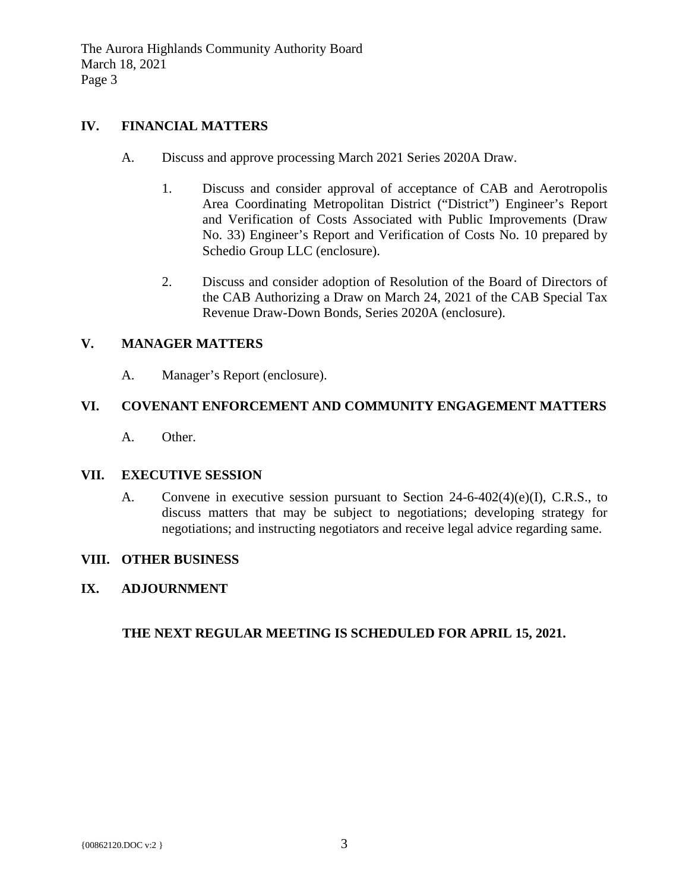## IV. FINANCIAL MATTERS

A. Discuss and approve processing March 2021 Series 2020A Draw.

1. Discuss and consider approval of acceptance of CAB and Aerotropolis Area Coordinating Metropolitan District ("District") Engineer's Report and Verification of Costs Associated with Public Improvements (Draw No. 33) Engineer's Report and Verification of Costs No. 10 prepared by Schedio Group LLC (enclosure).

2. Discuss and consider adoption of Resolution of the Board of Directors of the CAB Authorizing a Draw on March 24, 2021 of the CAB Special Tax Revenue Draw-Down Bonds, Series 2020A (enclosure).

## V. MANAGER MATTERS

A. Manager's Report (enclosure).

## VI. COVENANT ENFORCEMENT AND COMMUNITY ENGAGEMENT MATTERS

A. Other.

## VII. EXECUTIVE SESSION

A. Convene in executive session pursuant to Section 24-6-402(4)(e)(I), C.R.S., to discuss matters that may be subject to negotiations; developing strategy for negotiations; and instructing negotiators and receive legal advice regarding same.

## VIII. OTHER BUSINESS

## IX. ADJOURNMENT

**THE NEXT REGULAR MEETING IS SCHEDULED FOR APRIL 15, 2021.**

{00862120.DOC v:2 }